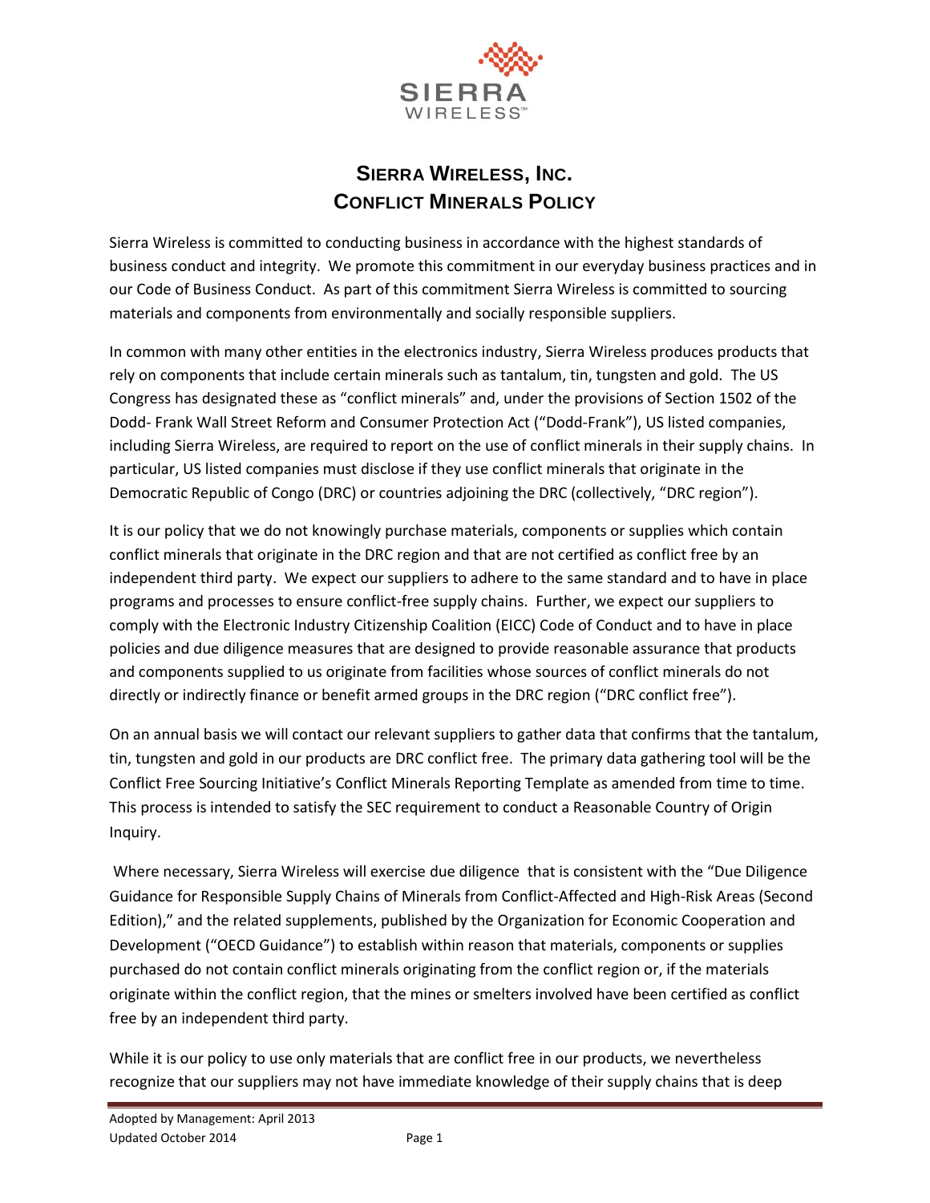# SIERRA WIRELESS, INC.
# CONFLICT MINERALS POLICY

Sierra Wireless is committed to conducting business in accordance with the highest standards of business conduct and integrity. We promote this commitment in our everyday business practices and in our Code of Business Conduct. As part of this commitment Sierra Wireless is committed to sourcing materials and components from environmentally and socially responsible suppliers.

In common with many other entities in the electronics industry, Sierra Wireless produces products that rely on components that include certain minerals such as tantalum, tin, tungsten and gold. The US Congress has designated these as "conflict minerals" and, under the provisions of Section 1502 of the Dodd- Frank Wall Street Reform and Consumer Protection Act ("Dodd-Frank"), US listed companies, including Sierra Wireless, are required to report on the use of conflict minerals in their supply chains. In particular, US listed companies must disclose if they use conflict minerals that originate in the Democratic Republic of Congo (DRC) or countries adjoining the DRC (collectively, "DRC region").

It is our policy that we do not knowingly purchase materials, components or supplies which contain conflict minerals that originate in the DRC region and that are not certified as conflict free by an independent third party. We expect our suppliers to adhere to the same standard and to have in place programs and processes to ensure conflict-free supply chains. Further, we expect our suppliers to comply with the Electronic Industry Citizenship Coalition (EICC) Code of Conduct and to have in place policies and due diligence measures that are designed to provide reasonable assurance that products and components supplied to us originate from facilities whose sources of conflict minerals do not directly or indirectly finance or benefit armed groups in the DRC region ("DRC conflict free").

On an annual basis we will contact our relevant suppliers to gather data that confirms that the tantalum, tin, tungsten and gold in our products are DRC conflict free. The primary data gathering tool will be the Conflict Free Sourcing Initiative's Conflict Minerals Reporting Template as amended from time to time. This process is intended to satisfy the SEC requirement to conduct a Reasonable Country of Origin Inquiry.

Where necessary, Sierra Wireless will exercise due diligence that is consistent with the "Due Diligence Guidance for Responsible Supply Chains of Minerals from Conflict-Affected and High-Risk Areas (Second Edition)," and the related supplements, published by the Organization for Economic Cooperation and Development ("OECD Guidance") to establish within reason that materials, components or supplies purchased do not contain conflict minerals originating from the conflict region or, if the materials originate within the conflict region, that the mines or smelters involved have been certified as conflict free by an independent third party.

While it is our policy to use only materials that are conflict free in our products, we nevertheless recognize that our suppliers may not have immediate knowledge of their supply chains that is deep

Adopted by Management: April 2013
Updated October 2014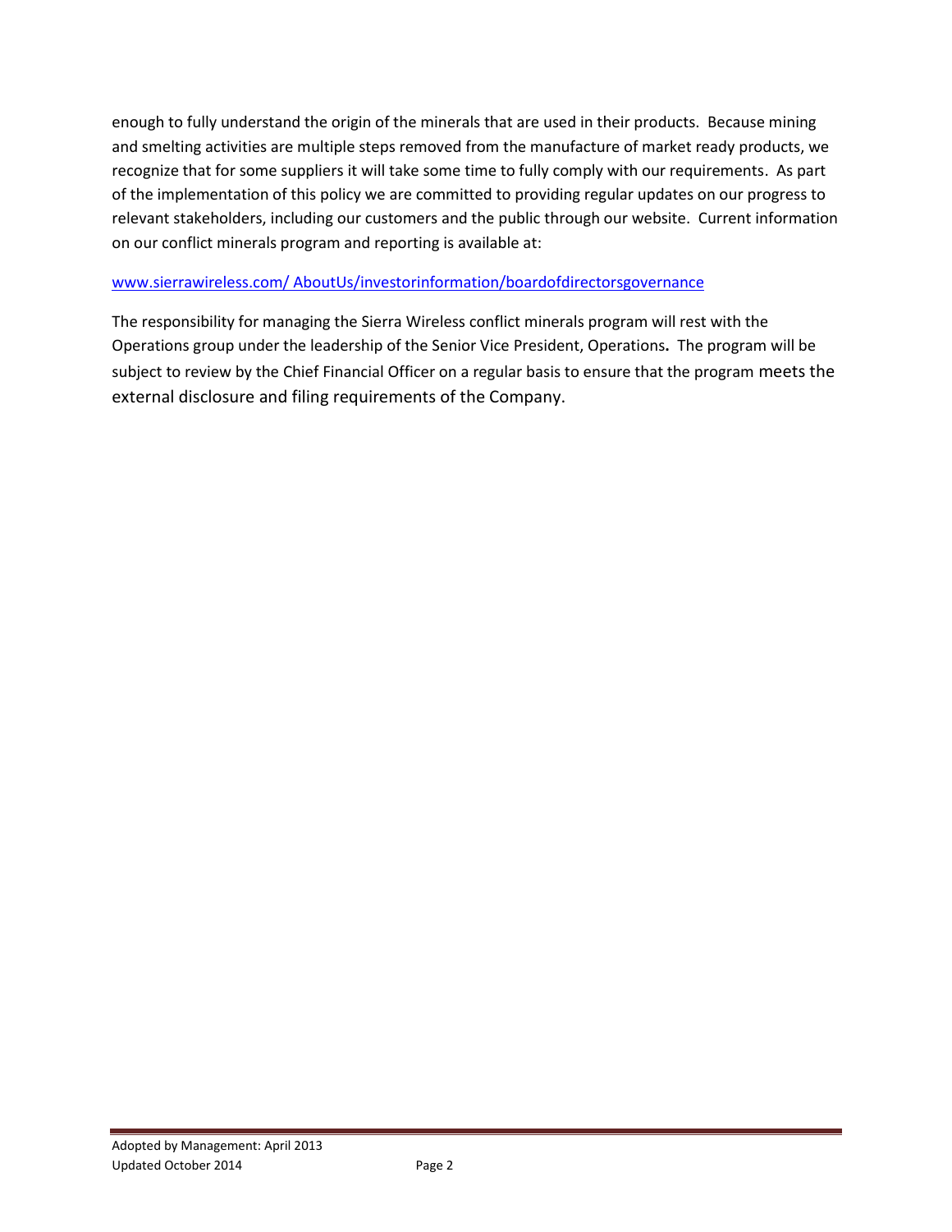enough to fully understand the origin of the minerals that are used in their products. Because mining and smelting activities are multiple steps removed from the manufacture of market ready products, we recognize that for some suppliers it will take some time to fully comply with our requirements. As part of the implementation of this policy we are committed to providing regular updates on our progress to relevant stakeholders, including our customers and the public through our website. Current information on our conflict minerals program and reporting is available at:

www.sierrawireless.com/ AboutUs/investorinformation/boardofdirectorsgovernance

The responsibility for managing the Sierra Wireless conflict minerals program will rest with the Operations group under the leadership of the Senior Vice President, Operations**.** The program will be subject to review by the Chief Financial Officer on a regular basis to ensure that the program meets the external disclosure and filing requirements of the Company.

Adopted by Management: April 2013
Updated October 2014